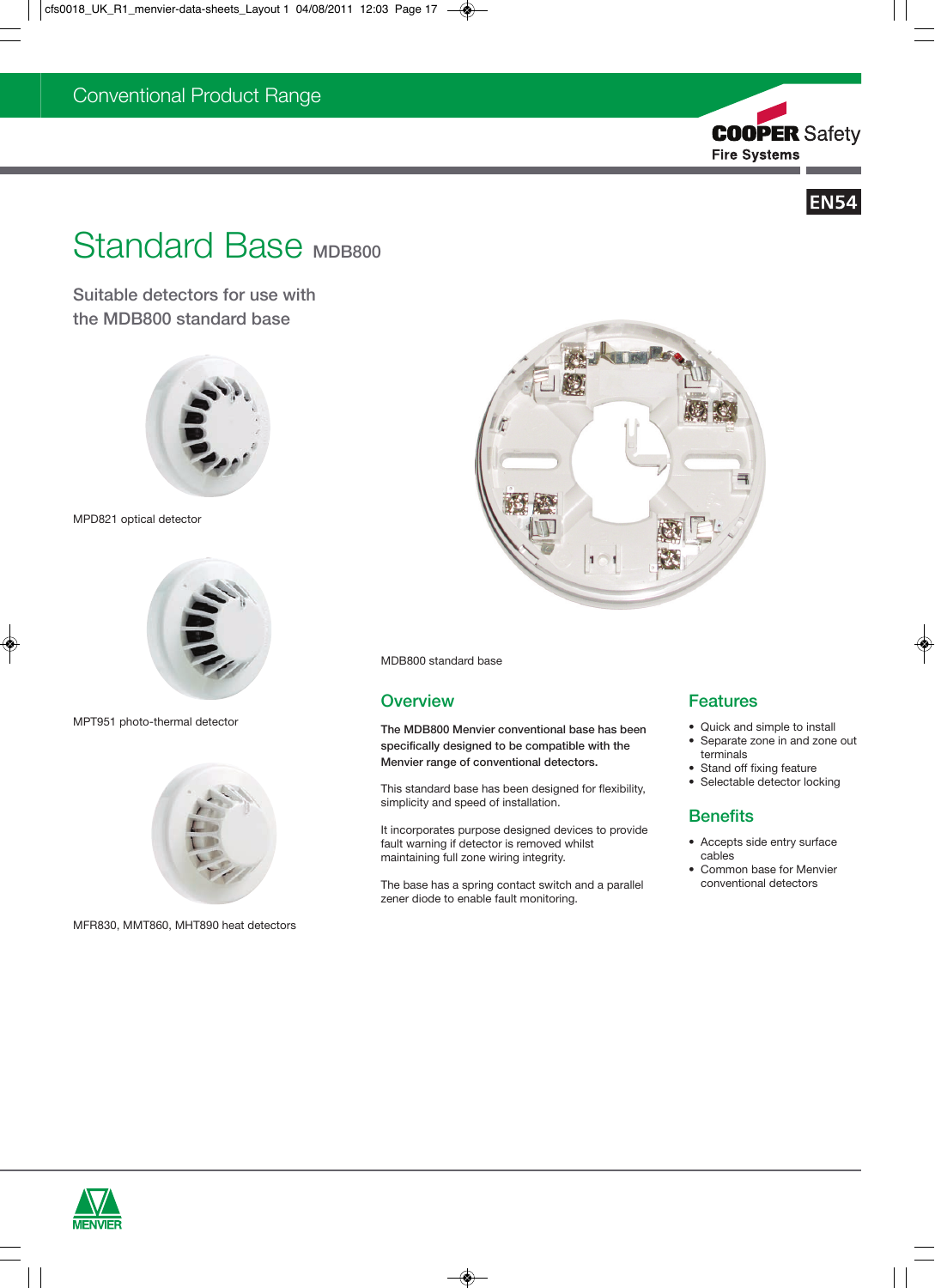Conventional Product Range

COOPER Safety
Fire Systems

EN54

# Standard Base MDB800

## Suitable detectors for use with the MDB800 standard base

MPD821 optical detector

MPT951 photo-thermal detector

MFR830, MMT860, MHT890 heat detectors

MDB800 standard base

## Overview

**The MDB800 Menvier conventional base has been specifically designed to be compatible with the Menvier range of conventional detectors.**

This standard base has been designed for flexibility, simplicity and speed of installation.

It incorporates purpose designed devices to provide fault warning if detector is removed whilst maintaining full zone wiring integrity.

The base has a spring contact switch and a parallel zener diode to enable fault monitoring.

## Features

- Quick and simple to install
- Separate zone in and zone out terminals
- Stand off fixing feature
- Selectable detector locking

## Benefits

- Accepts side entry surface cables
- Common base for Menvier conventional detectors

MENVIER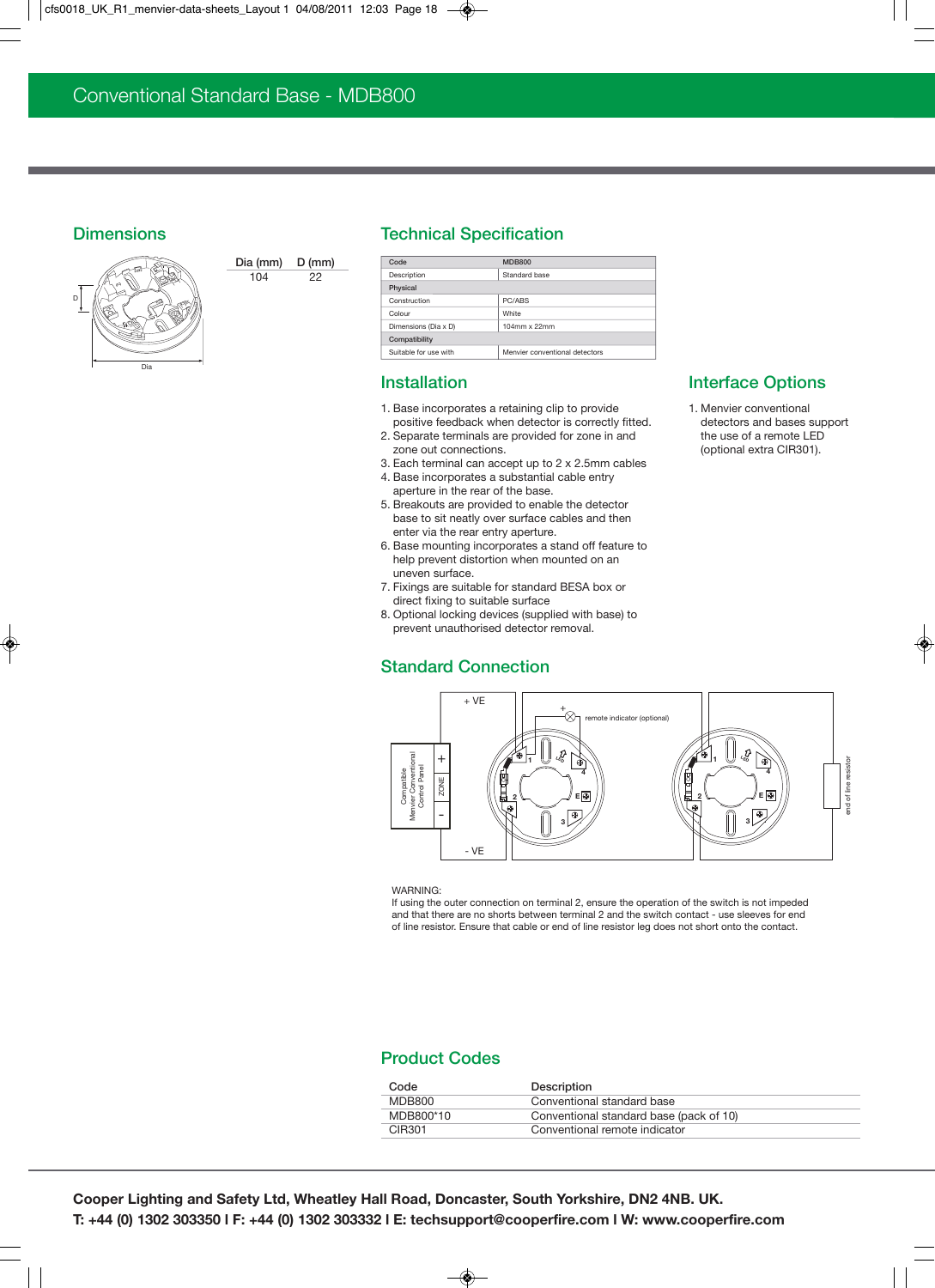# Conventional Standard Base - MDB800

## Dimensions

| Dia (mm) | D (mm) |
|---|---|
| 104 | 22 |

D

Dia

## Technical Specification

| Code | MDB800 |
|---|---|
| Description | Standard base |
| **Physical** | |
| Construction | PC/ABS |
| Colour | White |
| Dimensions (Dia x D) | 104mm x 22mm |
| **Compatibility** | |
| Suitable for use with | Menvier conventional detectors |

## Installation

1. Base incorporates a retaining clip to provide positive feedback when detector is correctly fitted.
2. Separate terminals are provided for zone in and zone out connections.
3. Each terminal can accept up to 2 x 2.5mm cables
4. Base incorporates a substantial cable entry aperture in the rear of the base.
5. Breakouts are provided to enable the detector base to sit neatly over surface cables and then enter via the rear entry aperture.
6. Base mounting incorporates a stand off feature to help prevent distortion when mounted on an uneven surface.
7. Fixings are suitable for standard BESA box or direct fixing to suitable surface
8. Optional locking devices (supplied with base) to prevent unauthorised detector removal.

## Interface Options

1. Menvier conventional detectors and bases support the use of a remote LED (optional extra CIR301).

## Standard Connection

+ VE

- VE

Compatible Menvier Conventional Control Panel

ZONE

remote indicator (optional)

end of line resistor

WARNING:
If using the outer connection on terminal 2, ensure the operation of the switch is not impeded and that there are no shorts between terminal 2 and the switch contact - use sleeves for end of line resistor. Ensure that cable or end of line resistor leg does not short onto the contact.

## Product Codes

| Code | Description |
|---|---|
| MDB800 | Conventional standard base |
| MDB800*10 | Conventional standard base (pack of 10) |
| CIR301 | Conventional remote indicator |

**Cooper Lighting and Safety Ltd, Wheatley Hall Road, Doncaster, South Yorkshire, DN2 4NB. UK.**
**T: +44 (0) 1302 303350 I F: +44 (0) 1302 303332 I E: techsupport@cooperfire.com I W: www.cooperfire.com**